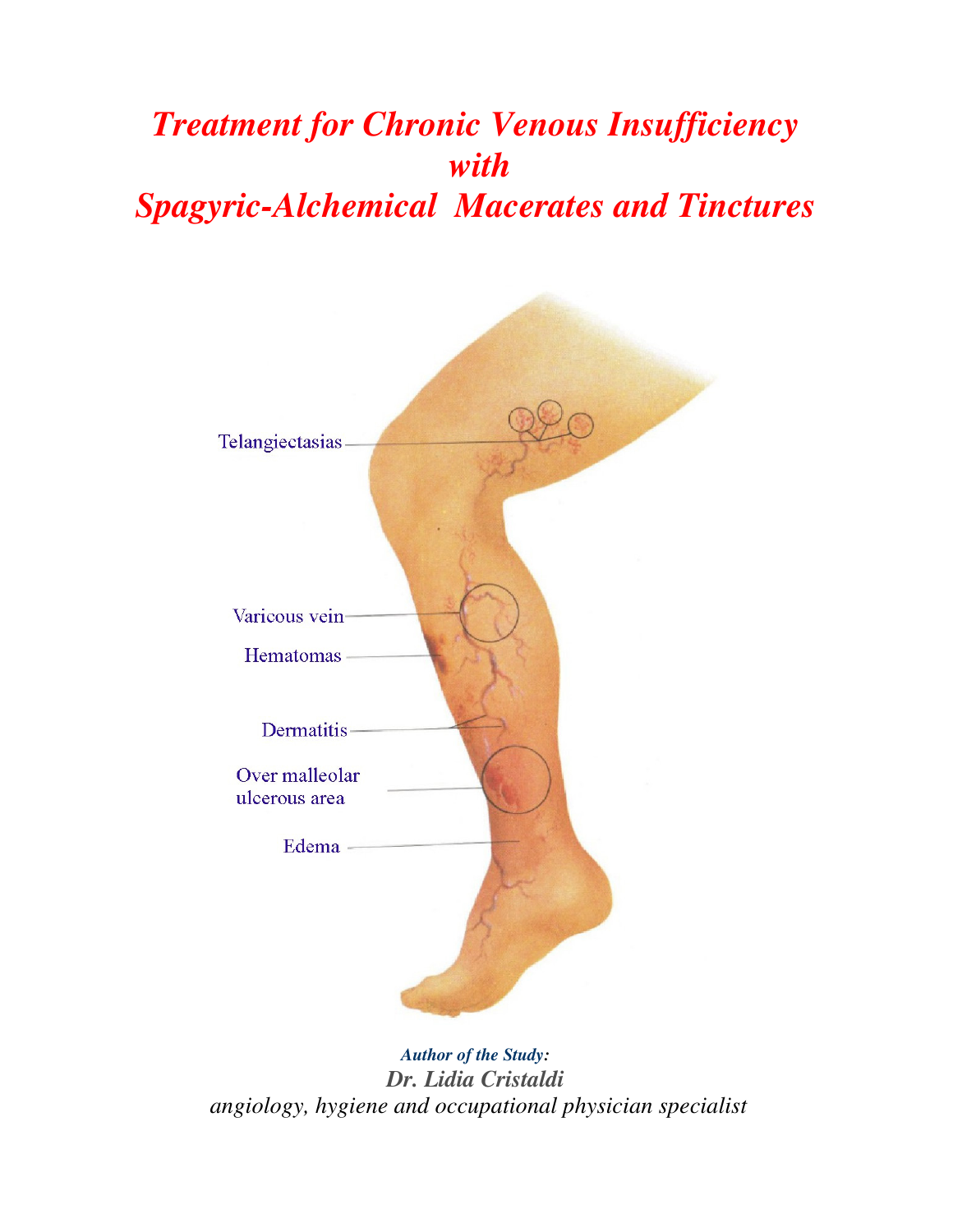# *Treatment for Chronic Venous Insufficiency with Spagyric-Alchemical Macerates and Tinctures*

Telangiectasias

Varicous vein

Hematomas

Dermatitis

Over malleolar ulcerous area

Edema

***Author of the Study:***

***Dr. Lidia Cristaldi***

*angiology, hygiene and occupational physician specialist*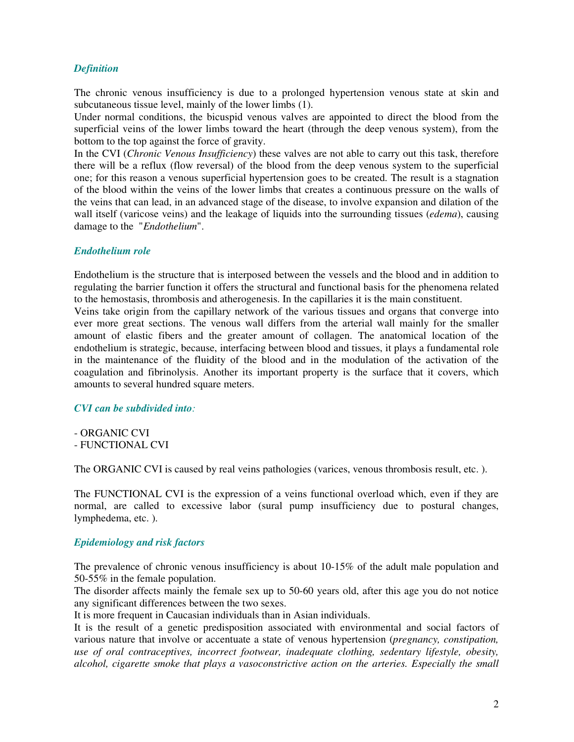### *Definition*

The chronic venous insufficiency is due to a prolonged hypertension venous state at skin and subcutaneous tissue level, mainly of the lower limbs (1).

Under normal conditions, the bicuspid venous valves are appointed to direct the blood from the superficial veins of the lower limbs toward the heart (through the deep venous system), from the bottom to the top against the force of gravity.

In the CVI (*Chronic Venous Insufficiency*) these valves are not able to carry out this task, therefore there will be a reflux (flow reversal) of the blood from the deep venous system to the superficial one; for this reason a venous superficial hypertension goes to be created. The result is a stagnation of the blood within the veins of the lower limbs that creates a continuous pressure on the walls of the veins that can lead, in an advanced stage of the disease, to involve expansion and dilation of the wall itself (varicose veins) and the leakage of liquids into the surrounding tissues (*edema*), causing damage to the "*Endothelium*".

### *Endothelium role*

Endothelium is the structure that is interposed between the vessels and the blood and in addition to regulating the barrier function it offers the structural and functional basis for the phenomena related to the hemostasis, thrombosis and atherogenesis. In the capillaries it is the main constituent.

Veins take origin from the capillary network of the various tissues and organs that converge into ever more great sections. The venous wall differs from the arterial wall mainly for the smaller amount of elastic fibers and the greater amount of collagen. The anatomical location of the endothelium is strategic, because, interfacing between blood and tissues, it plays a fundamental role in the maintenance of the fluidity of the blood and in the modulation of the activation of the coagulation and fibrinolysis. Another its important property is the surface that it covers, which amounts to several hundred square meters.

### *CVI can be subdivided into:*

- ORGANIC CVI
- FUNCTIONAL CVI

The ORGANIC CVI is caused by real veins pathologies (varices, venous thrombosis result, etc. ).

The FUNCTIONAL CVI is the expression of a veins functional overload which, even if they are normal, are called to excessive labor (sural pump insufficiency due to postural changes, lymphedema, etc. ).

### *Epidemiology and risk factors*

The prevalence of chronic venous insufficiency is about 10-15% of the adult male population and 50-55% in the female population.

The disorder affects mainly the female sex up to 50-60 years old, after this age you do not notice any significant differences between the two sexes.

It is more frequent in Caucasian individuals than in Asian individuals.

It is the result of a genetic predisposition associated with environmental and social factors of various nature that involve or accentuate a state of venous hypertension (*pregnancy, constipation, use of oral contraceptives, incorrect footwear, inadequate clothing, sedentary lifestyle, obesity, alcohol, cigarette smoke that plays a vasoconstrictive action on the arteries. Especially the small*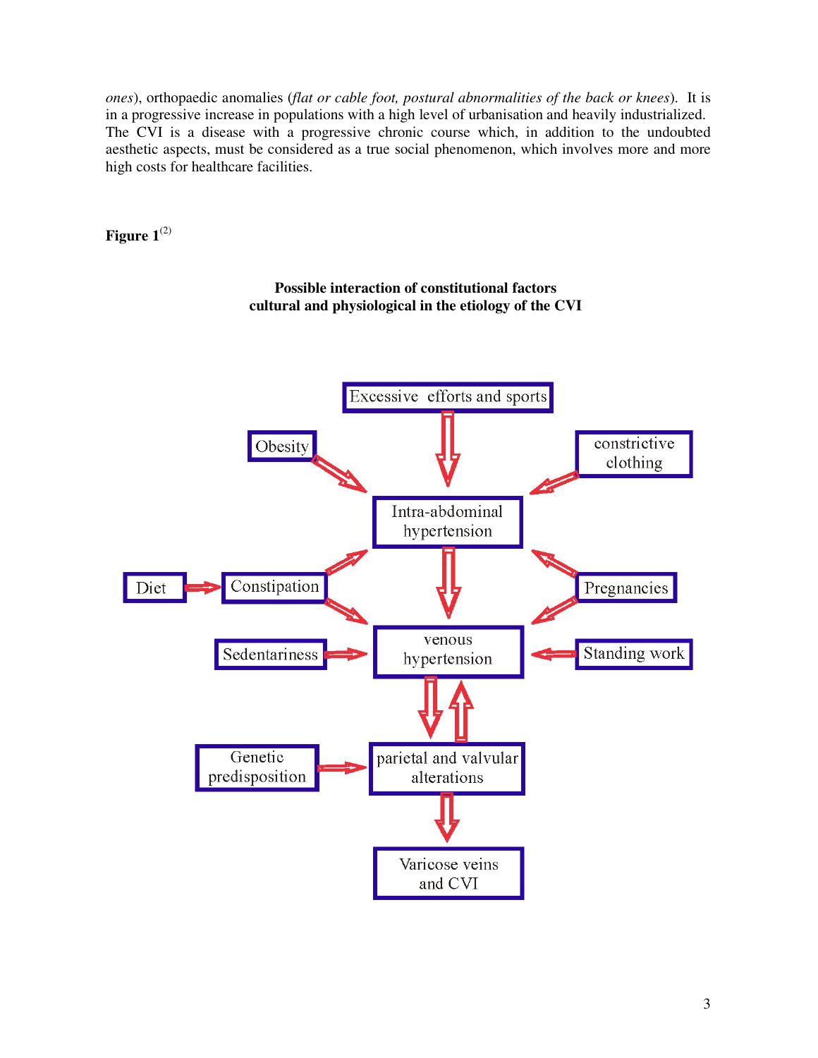*ones*), orthopaedic anomalies (*flat or cable foot, postural abnormalities of the back or knees*). It is in a progressive increase in populations with a high level of urbanisation and heavily industrialized. The CVI is a disease with a progressive chronic course which, in addition to the undoubted aesthetic aspects, must be considered as a true social phenomenon, which involves more and more high costs for healthcare facilities.

**Figure 1**[(2)]

**Possible interaction of constitutional factors cultural and physiological in the etiology of the CVI**

Excessive efforts and sports → Intra-abdominal hypertension

Obesity → Intra-abdominal hypertension

constrictive clothing → Intra-abdominal hypertension

Diet → Constipation

Constipation → Intra-abdominal hypertension

Constipation → venous hypertension

Pregnancies → Intra-abdominal hypertension

Pregnancies → venous hypertension

Intra-abdominal hypertension → venous hypertension

Sedentariness → venous hypertension

Standing work → venous hypertension

venous hypertension ⇄ parietal and valvular alterations

Genetic predisposition → parietal and valvular alterations

parietal and valvular alterations → Varicose veins and CVI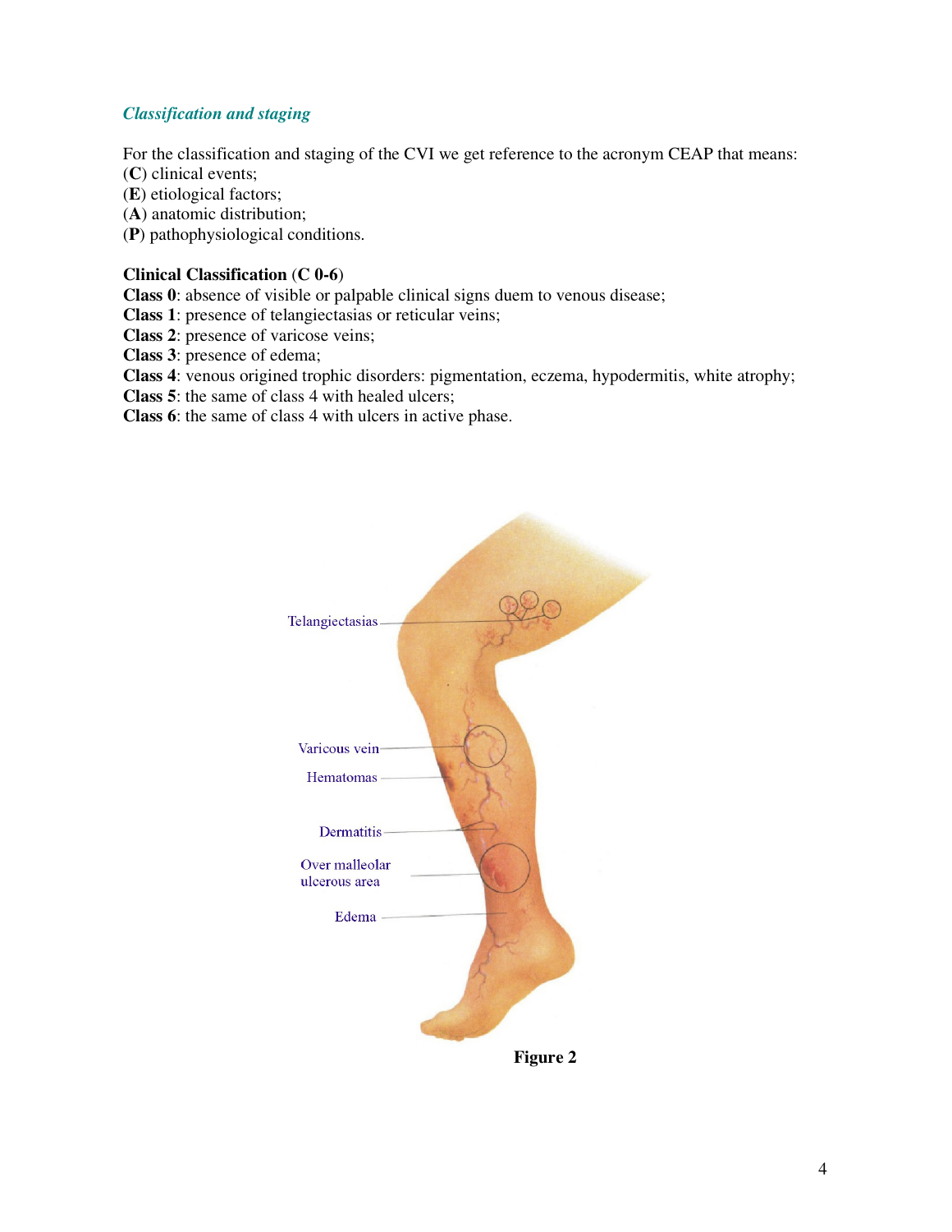### *Classification and staging*

For the classification and staging of the CVI we get reference to the acronym CEAP that means:
(**C**) clinical events;
(**E**) etiological factors;
(**A**) anatomic distribution;
(**P**) pathophysiological conditions.

**Clinical Classification** (**C 0-6**)
**Class 0**: absence of visible or palpable clinical signs duem to venous disease;
**Class 1**: presence of telangiectasias or reticular veins;
**Class 2**: presence of varicose veins;
**Class 3**: presence of edema;
**Class 4**: venous origined trophic disorders: pigmentation, eczema, hypodermitis, white atrophy;
**Class 5**: the same of class 4 with healed ulcers;
**Class 6**: the same of class 4 with ulcers in active phase.

Telangiectasias
Varicous vein
Hematomas
Dermatitis
Over malleolar ulcerous area
Edema

**Figure 2**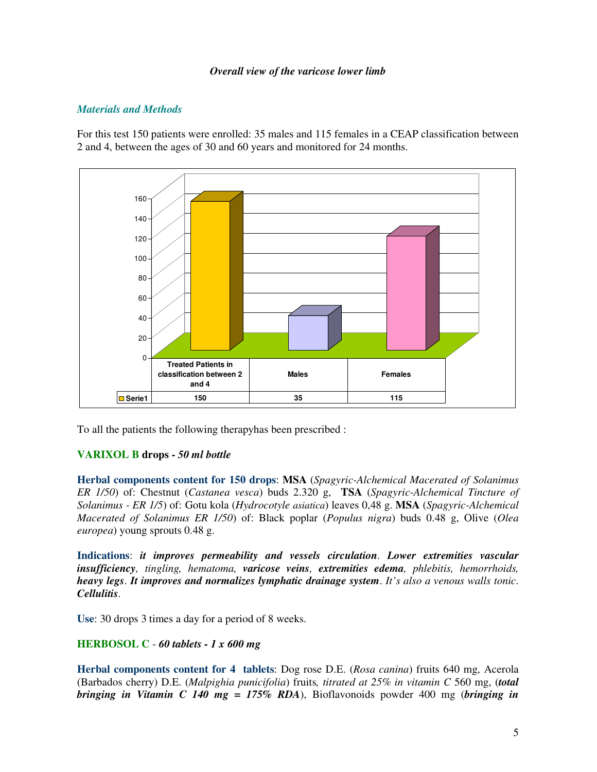*Overall view of the varicose lower limb*

## *Materials and Methods*

For this test 150 patients were enrolled: 35 males and 115 females in a CEAP classification between 2 and 4, between the ages of 30 and 60 years and monitored for 24 months.

| | Treated Patients in classification between 2 and 4 | Males | Females |
|---|---|---|---|
| Serie1 | 150 | 35 | 115 |

To all the patients the following therapyhas been prescribed :

**VARIXOL B drops -** ***50 ml bottle***

**Herbal components content for 150 drops**: **MSA** (*Spagyric-Alchemical Macerated of Solanimus ER 1/50*) of: Chestnut (*Castanea vesca*) buds 2.320 g, **TSA** (*Spagyric-Alchemical Tincture of Solanimus - ER 1/5*) of: Gotu kola (*Hydrocotyle asiatica*) leaves 0,48 g. **MSA** (*Spagyric-Alchemical Macerated of Solanimus ER 1/50*) of: Black poplar (*Populus nigra*) buds 0.48 g, Olive (*Olea europea*) young sprouts 0.48 g.

**Indications**: ***it improves permeability and vessels circulation***. ***Lower extremities vascular insufficiency***, *tingling, hematoma,* ***varicose veins***, ***extremities edema***, *phlebitis, hemorrhoids,* ***heavy legs***. ***It improves and normalizes lymphatic drainage system***. *It's also a venous walls tonic*. ***Cellulitis***.

**Use**: 30 drops 3 times a day for a period of 8 weeks.

**HERBOSOL C** - ***60 tablets - 1 x 600 mg***

**Herbal components content for 4 tablets**: Dog rose D.E. (*Rosa canina*) fruits 640 mg, Acerola (Barbados cherry) D.E. (*Malpighia punicifolia*) fruits*, titrated at 25% in vitamin C* 560 mg, (***total bringing in Vitamin C 140 mg = 175% RDA***), Bioflavonoids powder 400 mg (***bringing in***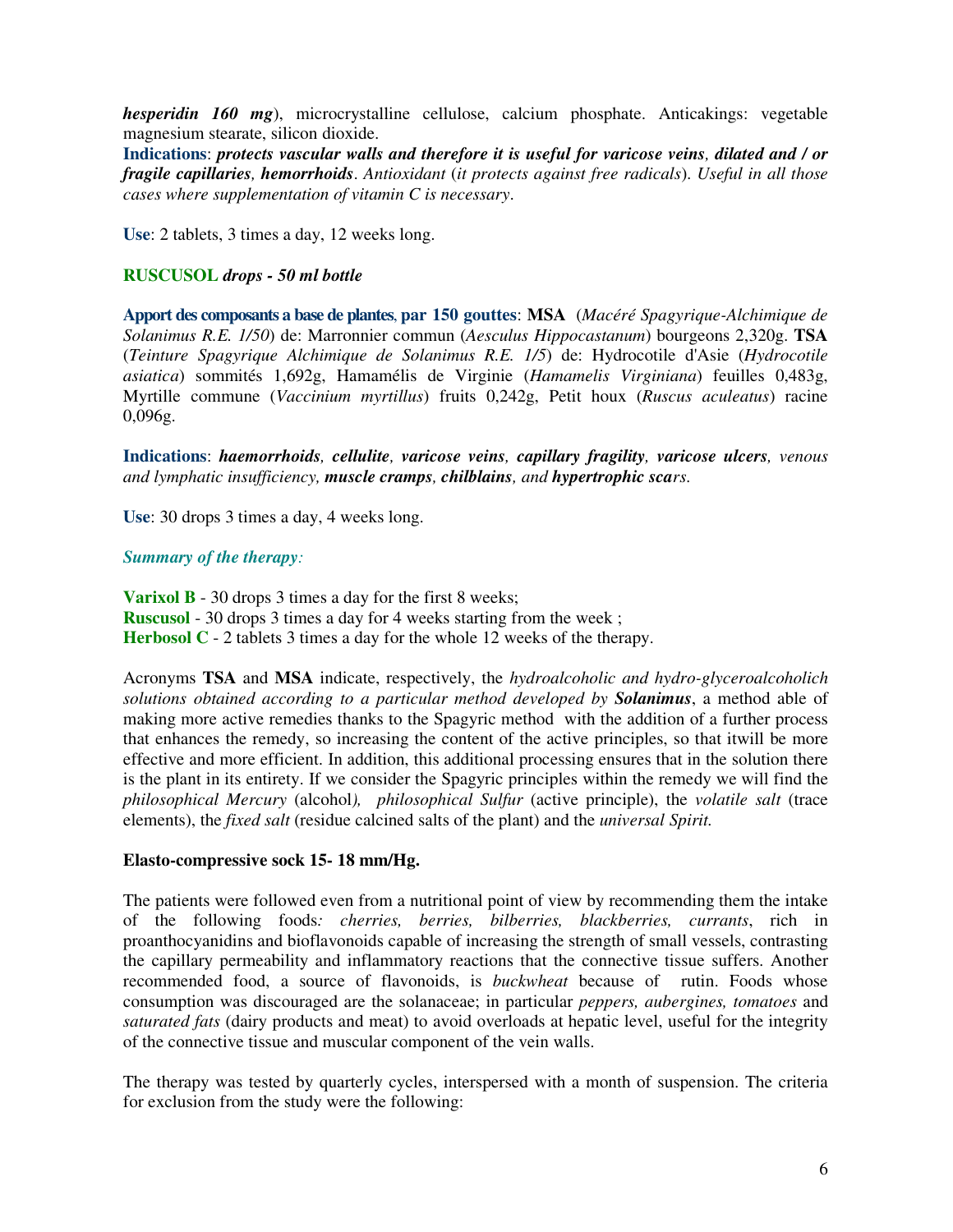***hesperidin 160 mg***), microcrystalline cellulose, calcium phosphate. Anticakings: vegetable magnesium stearate, silicon dioxide.
**Indications**: ***protects vascular walls and therefore it is useful for varicose veins, dilated and / or fragile capillaries, hemorrhoids***. *Antioxidant* (*it protects against free radicals*). *Useful in all those cases where supplementation of vitamin C is necessary*.

**Use**: 2 tablets, 3 times a day, 12 weeks long.

**RUSCUSOL** ***drops - 50 ml bottle***

**Apport des composants a base de plantes, par 150 gouttes**: **MSA** (*Macéré Spagyrique-Alchimique de Solanimus R.E. 1/50*) de: Marronnier commun (*Aesculus Hippocastanum*) bourgeons 2,320g. **TSA** (*Teinture Spagyrique Alchimique de Solanimus R.E. 1/5*) de: Hydrocotile d'Asie (*Hydrocotile asiatica*) sommités 1,692g, Hamamélis de Virginie (*Hamamelis Virginiana*) feuilles 0,483g, Myrtille commune (*Vaccinium myrtillus*) fruits 0,242g, Petit houx (*Ruscus aculeatus*) racine 0,096g.

**Indications**: ***haemorrhoids, cellulite, varicose veins, capillary fragility, varicose ulcers****, venous and lymphatic insufficiency,* ***muscle cramps, chilblains****, and* ***hypertrophic scars****.*

**Use**: 30 drops 3 times a day, 4 weeks long.

***Summary of the therapy:***

**Varixol B** - 30 drops 3 times a day for the first 8 weeks;
**Ruscusol** - 30 drops 3 times a day for 4 weeks starting from the week ;
**Herbosol C** - 2 tablets 3 times a day for the whole 12 weeks of the therapy.

Acronyms **TSA** and **MSA** indicate, respectively, the *hydroalcoholic and hydro-glyceroalcoholich solutions obtained according to a particular method developed by* ***Solanimus***, a method able of making more active remedies thanks to the Spagyric method with the addition of a further process that enhances the remedy, so increasing the content of the active principles, so that itwill be more effective and more efficient. In addition, this additional processing ensures that in the solution there is the plant in its entirety. If we consider the Spagyric principles within the remedy we will find the *philosophical Mercury* (alcohol*), philosophical Sulfur* (active principle), the *volatile salt* (trace elements), the *fixed salt* (residue calcined salts of the plant) and the *universal Spirit.*

**Elasto-compressive sock 15- 18 mm/Hg.**

The patients were followed even from a nutritional point of view by recommending them the intake of the following foods*: cherries, berries, bilberries, blackberries, currants*, rich in proanthocyanidins and bioflavonoids capable of increasing the strength of small vessels, contrasting the capillary permeability and inflammatory reactions that the connective tissue suffers. Another recommended food, a source of flavonoids, is *buckwheat* because of rutin. Foods whose consumption was discouraged are the solanaceae; in particular *peppers, aubergines, tomatoes* and *saturated fats* (dairy products and meat) to avoid overloads at hepatic level, useful for the integrity of the connective tissue and muscular component of the vein walls.

The therapy was tested by quarterly cycles, interspersed with a month of suspension. The criteria for exclusion from the study were the following: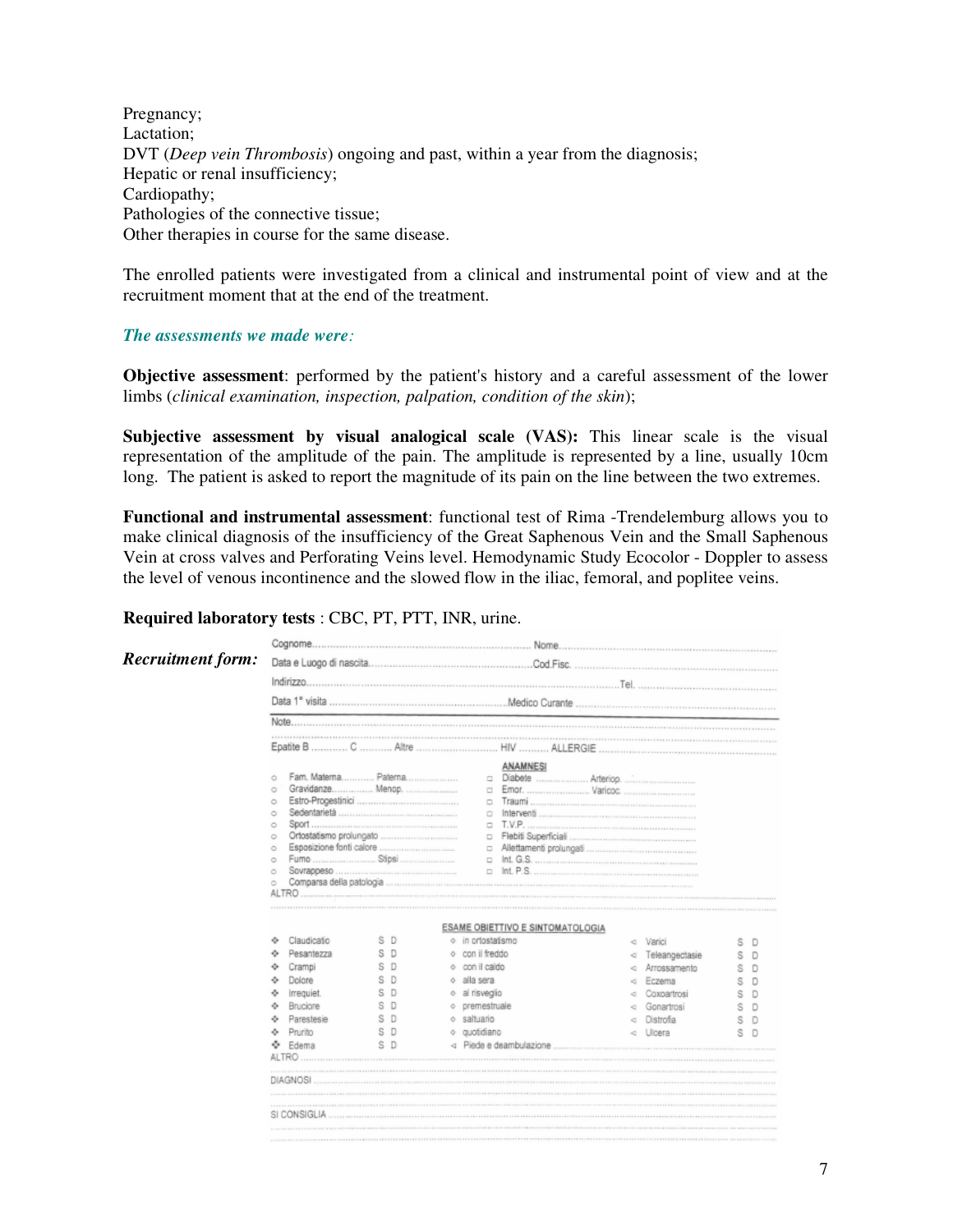Pregnancy;
Lactation;
DVT (*Deep vein Thrombosis*) ongoing and past, within a year from the diagnosis;
Hepatic or renal insufficiency;
Cardiopathy;
Pathologies of the connective tissue;
Other therapies in course for the same disease.

The enrolled patients were investigated from a clinical and instrumental point of view and at the recruitment moment that at the end of the treatment.

***The assessments we made were:***

**Objective assessment**: performed by the patient's history and a careful assessment of the lower limbs (*clinical examination, inspection, palpation, condition of the skin*);

**Subjective assessment by visual analogical scale (VAS):** This linear scale is the visual representation of the amplitude of the pain. The amplitude is represented by a line, usually 10cm long. The patient is asked to report the magnitude of its pain on the line between the two extremes.

**Functional and instrumental assessment**: functional test of Rima -Trendelemburg allows you to make clinical diagnosis of the insufficiency of the Great Saphenous Vein and the Small Saphenous Vein at cross valves and Perforating Veins level. Hemodynamic Study Ecocolor - Doppler to assess the level of venous incontinence and the slowed flow in the iliac, femoral, and poplitee veins.

**Required laboratory tests** : CBC, PT, PTT, INR, urine.

***Recruitment form:***

Cognome.............................................. Nome..............................................
Data e Luogo di nascita.............................................. Cod.Fisc. ..............................................
Indirizzo.............................................. Tel. ..............................................
Data 1° visita .............................................. Medico Curante ..............................................

Note..............................................

Epatite B ........... C ........... Altre .............................. HIV .......... ALLERGIE ..............................

**ANAMNESI**

| | |
|---|---|
| ○ Fam. Materna........... Paterna.................. | □ Diabete .................. Arteriop. .................. |
| ○ Gravidanze.............. Menop. .................. | □ Emor. .................. Varicoc. .................. |
| ○ Estro-Progestinici .................. | □ Traumi .................. |
| ○ Sedentarietà .................. | □ Interventi .................. |
| ○ Sport .................. | □ T.V.P. .................. |
| ○ Ortostatismo prolungato .................. | □ Flebiti Superficiali .................. |
| ○ Esposizione fonti calore .................. | □ Allettamenti prolungati .................. |
| ○ Fumo .................. Stipsi .................. | □ Int. G.S. .................. |
| ○ Sovrappeso .................. | □ Int. P.S. .................. |
| ○ Comparsa della patologia .................. | |

ALTRO ..............................................

**ESAME OBIETTIVO E SINTOMATOLOGIA**

| | | | | |
|---|---|---|---|---|
| ❖ Claudicatio | S D | ○ in ortostatismo | ◁ Varici | S D |
| ❖ Pesantezza | S D | ○ con il freddo | ◁ Teleangectasie | S D |
| ❖ Crampi | S D | ○ con il caldo | ◁ Arrossamento | S D |
| ❖ Dolore | S D | ○ alla sera | ◁ Eczema | S D |
| ❖ Irrequiet. | S D | ○ al risveglio | ◁ Coxoartrosi | S D |
| ❖ Bruciore | S D | ○ premestruale | ◁ Gonartrosi | S D |
| ❖ Parestesie | S D | ○ saltuario | ◁ Distrofia | S D |
| ❖ Prurito | S D | ○ quotidiano | ◁ Ulcera | S D |
| ❖ Edema | S D | ◁ Piede e deambulazione .................. | | |

ALTRO ..............................................

DIAGNOSI ..............................................

SI CONSIGLIA ..............................................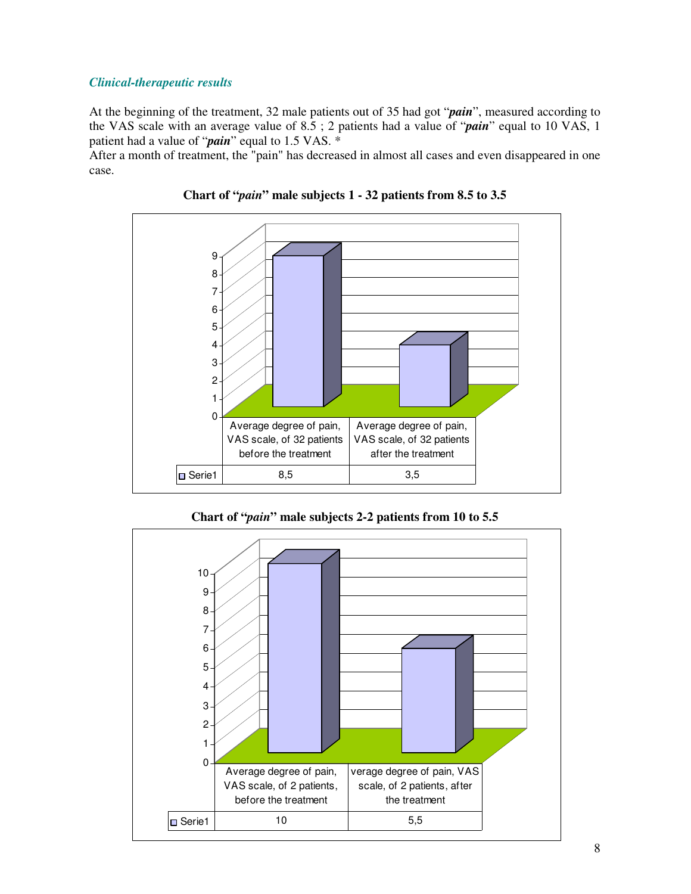### *Clinical-therapeutic results*

At the beginning of the treatment, 32 male patients out of 35 had got "***pain***", measured according to the VAS scale with an average value of 8.5 ; 2 patients had a value of "***pain***" equal to 10 VAS, 1 patient had a value of "***pain***" equal to 1.5 VAS. *
After a month of treatment, the "pain" has decreased in almost all cases and even disappeared in one case.

**Chart of "*pain*" male subjects 1 - 32 patients from 8.5 to 3.5**

| | Average degree of pain, VAS scale, of 32 patients before the treatment | Average degree of pain, VAS scale, of 32 patients after the treatment |
|---|---|---|
| Serie1 | 8,5 | 3,5 |

**Chart of "*pain*" male subjects 2-2 patients from 10 to 5.5**

| | Average degree of pain, VAS scale, of 2 patients, before the treatment | verage degree of pain, VAS scale, of 2 patients, after the treatment |
|---|---|---|
| Serie1 | 10 | 5,5 |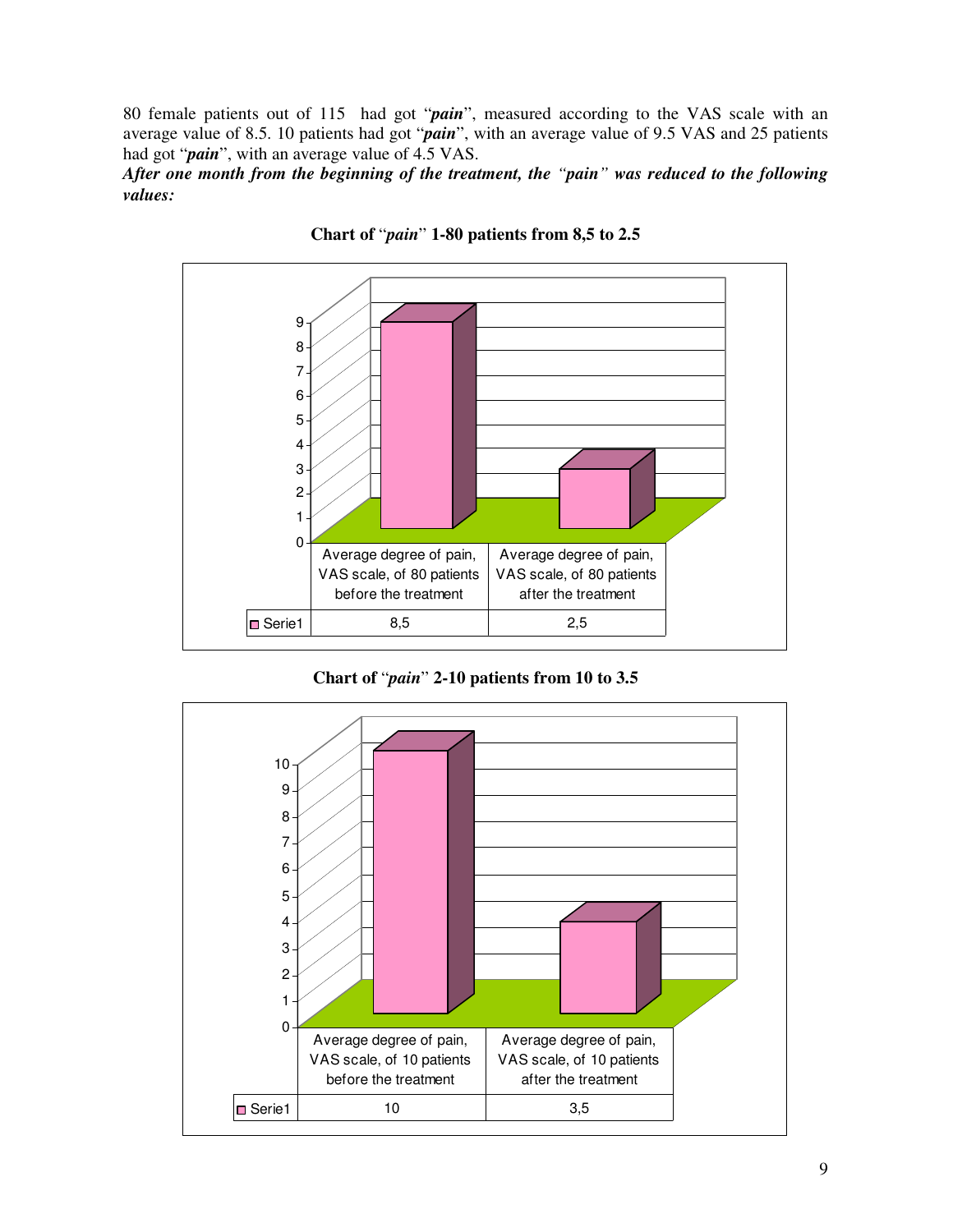80 female patients out of 115 had got "***pain***", measured according to the VAS scale with an average value of 8.5. 10 patients had got "***pain***", with an average value of 9.5 VAS and 25 patients had got "***pain***", with an average value of 4.5 VAS.

***After one month from the beginning of the treatment, the "pain" was reduced to the following values:***

**Chart of "*pain*" 1-80 patients from 8,5 to 2.5**

| | Average degree of pain, VAS scale, of 80 patients before the treatment | Average degree of pain, VAS scale, of 80 patients after the treatment |
|---|---|---|
| Serie1 | 8,5 | 2,5 |

**Chart of "*pain*" 2-10 patients from 10 to 3.5**

| | Average degree of pain, VAS scale, of 10 patients before the treatment | Average degree of pain, VAS scale, of 10 patients after the treatment |
|---|---|---|
| Serie1 | 10 | 3,5 |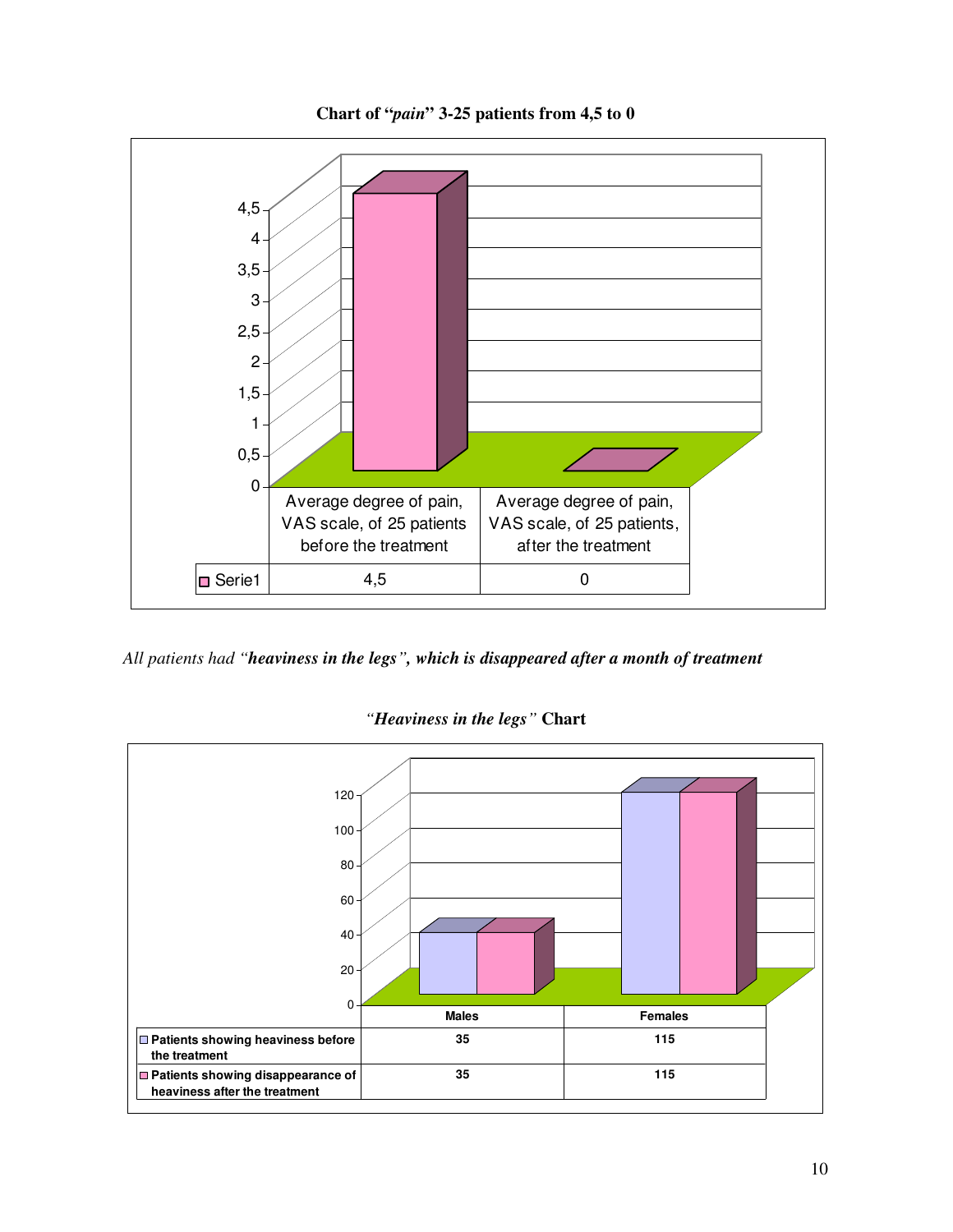**Chart of “*pain*” 3-25 patients from 4,5 to 0**

| | Average degree of pain, VAS scale, of 25 patients before the treatment | Average degree of pain, VAS scale, of 25 patients, after the treatment |
|---|---|---|
| Serie1 | 4,5 | 0 |

*All patients had “**heaviness in the legs**”, **which is disappeared after a month of treatment***

***“Heaviness in the legs”*** **Chart**

| | **Males** | **Females** |
|---|---|---|
| **Patients showing heaviness before the treatment** | **35** | **115** |
| **Patients showing disappearance of heaviness after the treatment** | **35** | **115** |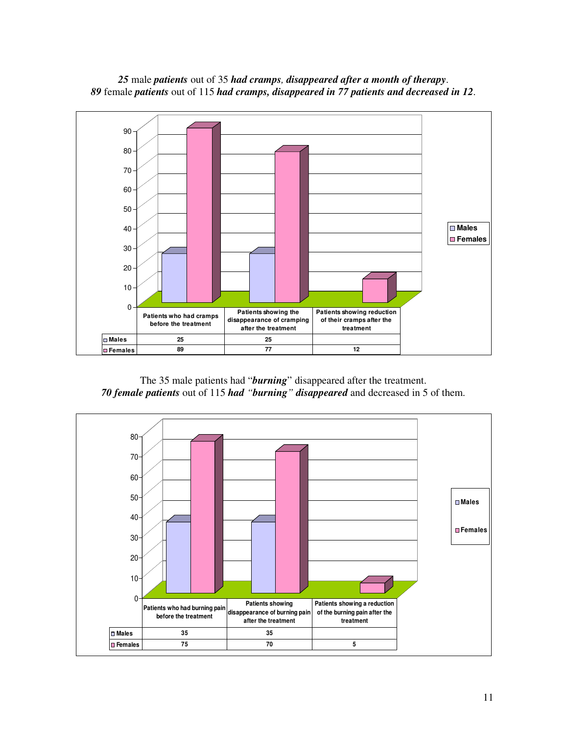***25*** male ***patients*** out of 35 ***had cramps, disappeared after a month of therapy***.
***89*** female ***patients*** out of 115 ***had cramps, disappeared in 77 patients and decreased in 12***.

| | Patients who had cramps before the treatment | Patients showing the disappearance of cramping after the treatment | Patients showing reduction of their cramps after the treatment |
|---|---|---|---|
| Males | 25 | 25 | |
| Females | 89 | 77 | 12 |

The 35 male patients had "***burning***" disappeared after the treatment.
***70 female patients*** out of 115 ***had "burning" disappeared*** and decreased in 5 of them.

| | Patients who had burning pain before the treatment | Patients showing disappearance of burning pain after the treatment | Patients showing a reduction of the burning pain after the treatment |
|---|---|---|---|
| Males | 35 | 35 | |
| Females | 75 | 70 | 5 |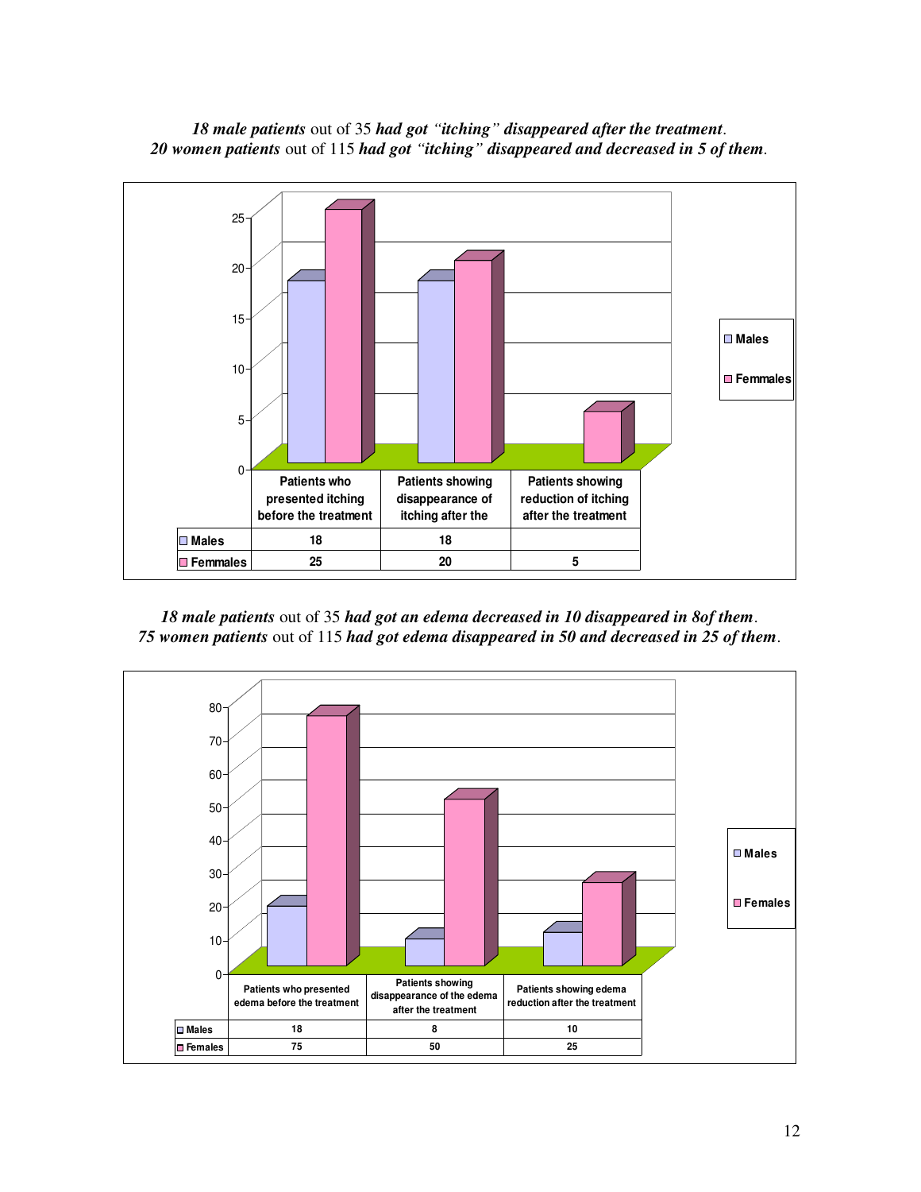***18 male patients*** out of 35 ***had got "itching" disappeared after the treatment***.
***20 women patients*** out of 115 ***had got "itching" disappeared and decreased in 5 of them***.

| | Patients who presented itching before the treatment | Patients showing disappearance of itching after the | Patients showing reduction of itching after the treatment |
|---|---|---|---|
| Males | 18 | 18 | |
| Femmales | 25 | 20 | 5 |

***18 male patients*** out of 35 ***had got an edema decreased in 10 disappeared in 8of them***.
***75 women patients*** out of 115 ***had got edema disappeared in 50 and decreased in 25 of them***.

| | Patients who presented edema before the treatment | Patients showing disappearance of the edema after the treatment | Patients showing edema reduction after the treatment |
|---|---|---|---|
| Males | 18 | 8 | 10 |
| Females | 75 | 50 | 25 |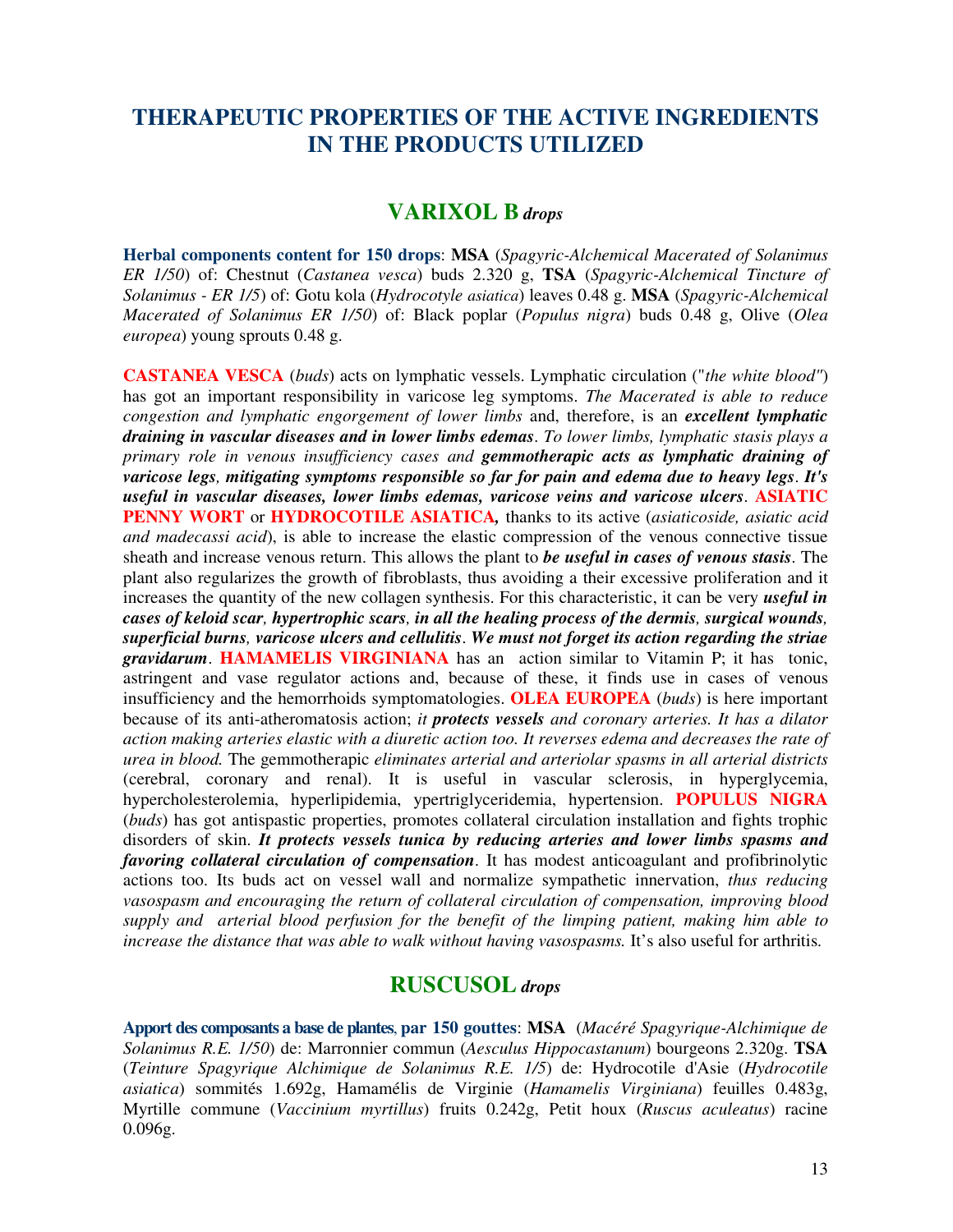# THERAPEUTIC PROPERTIES OF THE ACTIVE INGREDIENTS IN THE PRODUCTS UTILIZED

## VARIXOL B *drops*

**Herbal components content for 150 drops**: **MSA** (*Spagyric-Alchemical Macerated of Solanimus ER 1/50*) of: Chestnut (*Castanea vesca*) buds 2.320 g, **TSA** (*Spagyric-Alchemical Tincture of Solanimus - ER 1/5*) of: Gotu kola (*Hydrocotyle asiatica*) leaves 0.48 g. **MSA** (*Spagyric-Alchemical Macerated of Solanimus ER 1/50*) of: Black poplar (*Populus nigra*) buds 0.48 g, Olive (*Olea europea*) young sprouts 0.48 g.

**CASTANEA VESCA** (*buds*) acts on lymphatic vessels. Lymphatic circulation ("*the white blood"*) has got an important responsibility in varicose leg symptoms. *The Macerated is able to reduce congestion and lymphatic engorgement of lower limbs* and, therefore, is an ***excellent lymphatic draining in vascular diseases and in lower limbs edemas***. *To lower limbs, lymphatic stasis plays a primary role in venous insufficiency cases and* ***gemmotherapic acts as lymphatic draining of varicose legs, mitigating symptoms responsible so far for pain and edema due to heavy legs***. ***It's useful in vascular diseases, lower limbs edemas, varicose veins and varicose ulcers***. **ASIATIC PENNY WORT** or **HYDROCOTILE ASIATICA***,* thanks to its active (*asiaticoside, asiatic acid and madecassi acid*), is able to increase the elastic compression of the venous connective tissue sheath and increase venous return. This allows the plant to ***be useful in cases of venous stasis***. The plant also regularizes the growth of fibroblasts, thus avoiding a their excessive proliferation and it increases the quantity of the new collagen synthesis. For this characteristic, it can be very ***useful in cases of keloid scar, hypertrophic scars, in all the healing process of the dermis, surgical wounds, superficial burns, varicose ulcers and cellulitis***. ***We must not forget its action regarding the striae gravidarum***. **HAMAMELIS VIRGINIANA** has an action similar to Vitamin P; it has tonic, astringent and vase regulator actions and, because of these, it finds use in cases of venous insufficiency and the hemorrhoids symptomatologies. **OLEA EUROPEA** (*buds*) is here important because of its anti-atheromatosis action; *it* ***protects vessels*** *and coronary arteries. It has a dilator action making arteries elastic with a diuretic action too. It reverses edema and decreases the rate of urea in blood.* The gemmotherapic *eliminates arterial and arteriolar spasms in all arterial districts* (cerebral, coronary and renal). It is useful in vascular sclerosis, in hyperglycemia, hypercholesterolemia, hyperlipidemia, ypertriglyceridemia, hypertension. **POPULUS NIGRA** (*buds*) has got antispastic properties, promotes collateral circulation installation and fights trophic disorders of skin. ***It protects vessels tunica by reducing arteries and lower limbs spasms and favoring collateral circulation of compensation***. It has modest anticoagulant and profibrinolytic actions too. Its buds act on vessel wall and normalize sympathetic innervation, *thus reducing vasospasm and encouraging the return of collateral circulation of compensation, improving blood supply and arterial blood perfusion for the benefit of the limping patient, making him able to increase the distance that was able to walk without having vasospasms.* It's also useful for arthritis.

## RUSCUSOL *drops*

**Apport des composants a base de plantes, par 150 gouttes**: **MSA** (*Macéré Spagyrique-Alchimique de Solanimus R.E. 1/50*) de: Marronnier commun (*Aesculus Hippocastanum*) bourgeons 2.320g. **TSA** (*Teinture Spagyrique Alchimique de Solanimus R.E. 1/5*) de: Hydrocotile d'Asie (*Hydrocotile asiatica*) sommités 1.692g, Hamamélis de Virginie (*Hamamelis Virginiana*) feuilles 0.483g, Myrtille commune (*Vaccinium myrtillus*) fruits 0.242g, Petit houx (*Ruscus aculeatus*) racine 0.096g.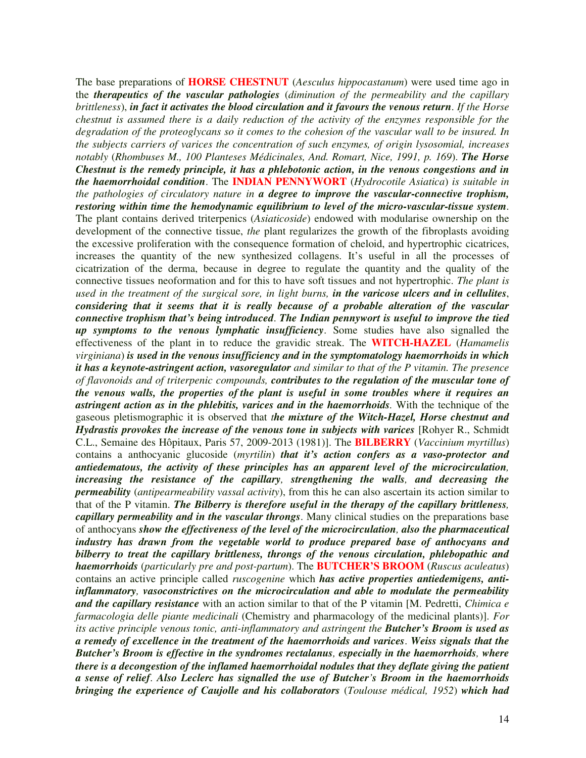The base preparations of **HORSE CHESTNUT** (*Aesculus hippocastanum*) were used time ago in the ***therapeutics of the vascular pathologies*** (*diminution of the permeability and the capillary brittleness*), ***in fact it activates the blood circulation and it favours the venous return***. *If the Horse chestnut is assumed there is a daily reduction of the activity of the enzymes responsible for the degradation of the proteoglycans so it comes to the cohesion of the vascular wall to be insured. In the subjects carriers of varices the concentration of such enzymes, of origin lysosomial, increases notably* (*Rhombuses M., 100 Planteses Médicinales, And. Romart, Nice, 1991, p. 169*). ***The Horse Chestnut is the remedy principle, it has a phlebotonic action, in the venous congestions and in the haemorrhoidal condition***. The **INDIAN PENNYWORT** (*Hydrocotile Asiatica*) *is suitable in the pathologies of circulatory nature in* ***a degree to improve the vascular-connective trophism, restoring within time the hemodynamic equilibrium to level of the micro-vascular-tissue system***. The plant contains derived triterpenics (*Asiaticoside*) endowed with modularise ownership on the development of the connective tissue, *the* plant regularizes the growth of the fibroplasts avoiding the excessive proliferation with the consequence formation of cheloid, and hypertrophic cicatrices, increases the quantity of the new synthesized collagens. It's useful in all the processes of cicatrization of the derma, because in degree to regulate the quantity and the quality of the connective tissues neoformation and for this to have soft tissues and not hypertrophic. *The plant is used in the treatment of the surgical sore, in light burns,* ***in the varicose ulcers and in cellulites***, ***considering that it seems that it is really because of a probable alteration of the vascular connective trophism that's being introduced***. ***The Indian pennywort is useful to improve the tied up symptoms to the venous lymphatic insufficiency***. Some studies have also signalled the effectiveness of the plant in to reduce the gravidic streak. The **WITCH-HAZEL** (*Hamamelis virginiana*) ***is used in the venous insufficiency and in the symptomatology haemorrhoids in which it has a keynote-astringent action, vasoregulator*** *and similar to that of the P vitamin. The presence of flavonoids and of triterpenic compounds,* ***contributes to the regulation of the muscular tone of the venous walls, the properties of the plant is useful in some troubles where it requires an astringent action as in the phlebitis, varices and in the haemorrhoids***. With the technique of the gaseous pletismographic it is observed that *t**he mixture of the Witch-Hazel, Horse chestnut and Hydrastis provokes the increase of the venous tone in subjects with varices*** [Rohyer R., Schmidt C.L., Semaine des Hôpitaux, Paris 57, 2009-2013 (1981)]. The **BILBERRY** (*Vaccinium myrtillus*) contains a anthocyanic glucoside (*myrtilin*) ***that it's action confers as a vaso-protector and antiedematous, the activity of these principles has an apparent level of the microcirculation, increasing the resistance of the capillary, strengthening the walls, and decreasing the permeability*** (*antipearmeability vassal activity*), from this he can also ascertain its action similar to that of the P vitamin. ***The Bilberry is therefore useful in the therapy of the capillary brittleness, capillary permeability and in the vascular throngs***. Many clinical studies on the preparations base of anthocyans ***show the effectiveness of the level of the microcirculation, also the pharmaceutical industry has drawn from the vegetable world to produce prepared base of anthocyans and bilberry to treat the capillary brittleness, throngs of the venous circulation, phlebopathic and haemorrhoids*** (*particularly pre and post-partum*). The **BUTCHER'S BROOM** (*Ruscus aculeatus*) contains an active principle called *ruscogenine* which ***has active properties antiedemigens, anti-inflammatory, vasoconstrictives on the microcirculation and able to modulate the permeability and the capillary resistance*** with an action similar to that of the P vitamin [M. Pedretti, *Chimica e farmacologia delle piante medicinali* (Chemistry and pharmacology of the medicinal plants)]. *For its active principle venous tonic, anti-inflammatory and astringent the* ***Butcher's Broom is used as a remedy of excellence in the treatment of the haemorrhoids and varices***. ***Weiss signals that the Butcher's Broom is effective in the syndromes rectalanus, especially in the haemorrhoids, where there is a decongestion of the inflamed haemorrhoidal nodules that they deflate giving the patient a sense of relief***. ***Also Leclerc has signalled the use of Butcher's Broom in the haemorrhoids bringing the experience of Caujolle and his collaborators*** (*Toulouse médical, 1952*) ***which had***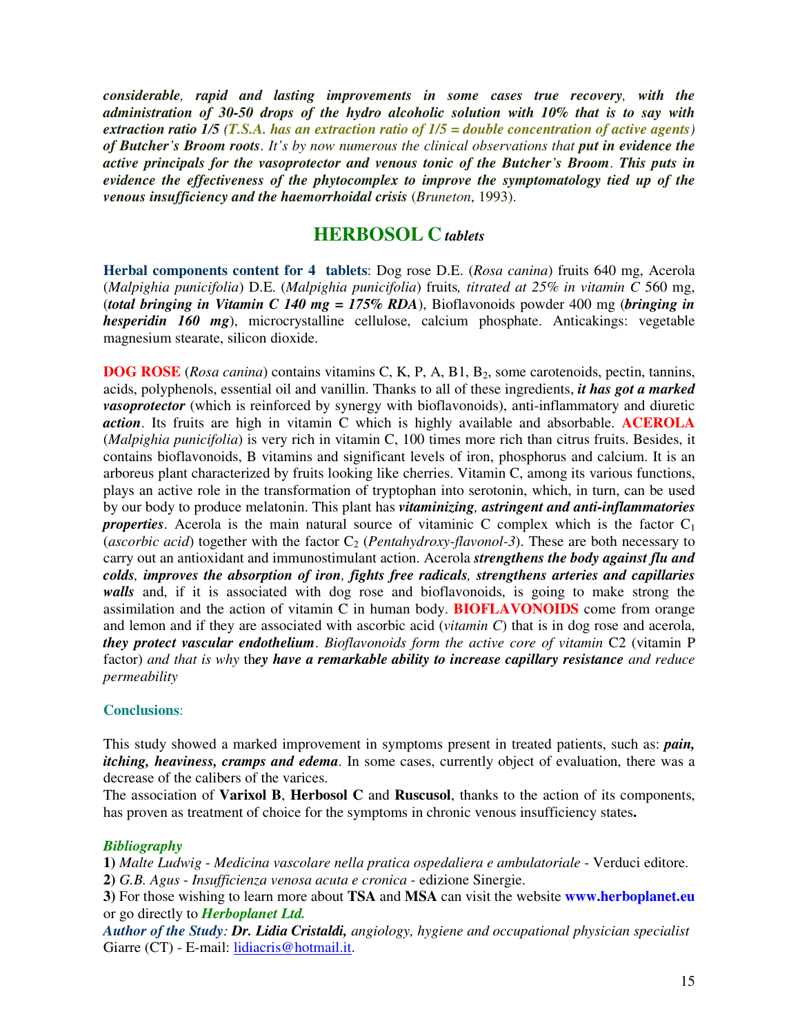***considerable, rapid and lasting improvements in some cases true recovery, with the administration of 30-50 drops of the hydro alcoholic solution with 10% that is to say with extraction ratio 1/5 (T.S.A. has an extraction ratio of 1/5 = double concentration of active agents) of Butcher's Broom roots***. *It's by now numerous the clinical observations that* ***put in evidence the active principals for the vasoprotector and venous tonic of the Butcher's Broom***. ***This puts in evidence the effectiveness of the phytocomplex to improve the symptomatology tied up of the venous insufficiency and the haemorrhoidal crisis*** (*Bruneton*, 1993).

## HERBOSOL C *tablets*

**Herbal components content for 4 tablets**: Dog rose D.E. (*Rosa canina*) fruits 640 mg, Acerola (*Malpighia punicifolia*) D.E. (*Malpighia punicifolia*) fruits*, titrated at 25% in vitamin C* 560 mg, (***total bringing in Vitamin C 140 mg = 175% RDA***), Bioflavonoids powder 400 mg (***bringing in hesperidin 160 mg***), microcrystalline cellulose, calcium phosphate. Anticakings: vegetable magnesium stearate, silicon dioxide.

**DOG ROSE** (*Rosa canina*) contains vitamins C, K, P, A, B1, $B_2$, some carotenoids, pectin, tannins, acids, polyphenols, essential oil and vanillin. Thanks to all of these ingredients, ***it has got a marked vasoprotector*** (which is reinforced by synergy with bioflavonoids), anti-inflammatory and diuretic ***action***. Its fruits are high in vitamin C which is highly available and absorbable. **ACEROLA** (*Malpighia punicifolia*) is very rich in vitamin C, 100 times more rich than citrus fruits. Besides, it contains bioflavonoids, B vitamins and significant levels of iron, phosphorus and calcium. It is an arboreus plant characterized by fruits looking like cherries. Vitamin C, among its various functions, plays an active role in the transformation of tryptophan into serotonin, which, in turn, can be used by our body to produce melatonin. This plant has ***vitaminizing, astringent and anti-inflammatories properties***. Acerola is the main natural source of vitaminic C complex which is the factor $C_1$ (*ascorbic acid*) together with the factor $C_2$ (*Pentahydroxy-flavonol-3*). These are both necessary to carry out an antioxidant and immunostimulant action. Acerola ***strengthens the body against flu and colds, improves the absorption of iron, fights free radicals, strengthens arteries and capillaries walls*** and, if it is associated with dog rose and bioflavonoids, is going to make strong the assimilation and the action of vitamin C in human body. **BIOFLAVONOIDS** come from orange and lemon and if they are associated with ascorbic acid (*vitamin C*) that is in dog rose and acerola, ***they protect vascular endothelium***. *Bioflavonoids form the active core of vitamin* C2 (vitamin P factor) *and that is why* th***ey have a remarkable ability to increase capillary resistance*** *and reduce permeability*

**Conclusions**:

This study showed a marked improvement in symptoms present in treated patients, such as: ***pain, itching, heaviness, cramps and edema***. In some cases, currently object of evaluation, there was a decrease of the calibers of the varices.

The association of **Varixol B**, **Herbosol C** and **Ruscusol**, thanks to the action of its components, has proven as treatment of choice for the symptoms in chronic venous insufficiency states**.**

***Bibliography***

**1)** *Malte Ludwig - Medicina vascolare nella pratica ospedaliera e ambulatoriale* - Verduci editore.

**2)** *G.B. Agus - Insufficienza venosa acuta e cronica* - edizione Sinergie.

**3)** For those wishing to learn more about **TSA** and **MSA** can visit the website **www.herboplanet.eu** or go directly to ***Herboplanet Ltd.***

*Author of the Study:* ***Dr. Lidia Cristaldi,*** *angiology, hygiene and occupational physician specialist* Giarre (CT) - E-mail: lidiacris@hotmail.it.